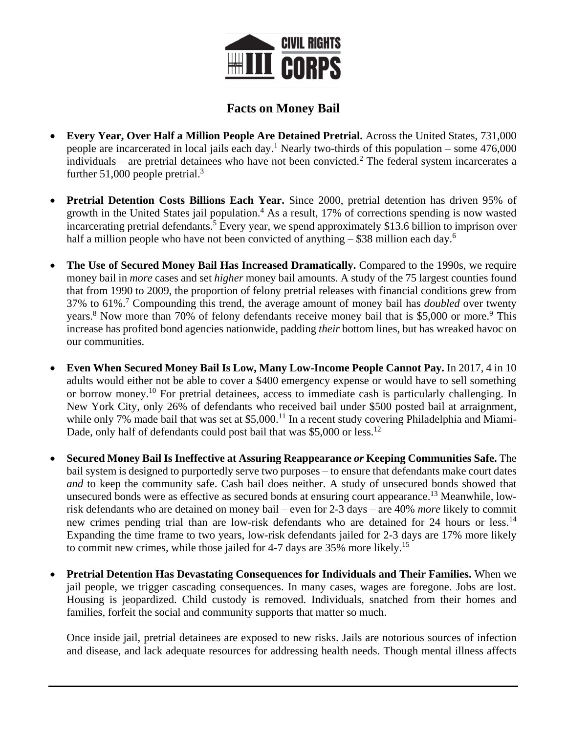# Facts on Money Bail

- **Every Year, Over Half a Million People Are Detained Pretrial.** Across the United States, 731,000 people are incarcerated in local jails each day.[1] Nearly two-thirds of this population – some 476,000 individuals – are pretrial detainees who have not been convicted.[2] The federal system incarcerates a further 51,000 people pretrial.[3]

- **Pretrial Detention Costs Billions Each Year.** Since 2000, pretrial detention has driven 95% of growth in the United States jail population.[4] As a result, 17% of corrections spending is now wasted incarcerating pretrial defendants.[5] Every year, we spend approximately $13.6 billion to imprison over half a million people who have not been convicted of anything – $38 million each day.[6]

- **The Use of Secured Money Bail Has Increased Dramatically.** Compared to the 1990s, we require money bail in *more* cases and set *higher* money bail amounts. A study of the 75 largest counties found that from 1990 to 2009, the proportion of felony pretrial releases with financial conditions grew from 37% to 61%.[7] Compounding this trend, the average amount of money bail has *doubled* over twenty years.[8] Now more than 70% of felony defendants receive money bail that is $5,000 or more.[9] This increase has profited bond agencies nationwide, padding *their* bottom lines, but has wreaked havoc on our communities.

- **Even When Secured Money Bail Is Low, Many Low-Income People Cannot Pay.** In 2017, 4 in 10 adults would either not be able to cover a $400 emergency expense or would have to sell something or borrow money.[10] For pretrial detainees, access to immediate cash is particularly challenging. In New York City, only 26% of defendants who received bail under $500 posted bail at arraignment, while only 7% made bail that was set at $5,000.[11] In a recent study covering Philadelphia and Miami-Dade, only half of defendants could post bail that was $5,000 or less.[12]

- **Secured Money Bail Is Ineffective at Assuring Reappearance *or* Keeping Communities Safe.** The bail system is designed to purportedly serve two purposes – to ensure that defendants make court dates *and* to keep the community safe. Cash bail does neither. A study of unsecured bonds showed that unsecured bonds were as effective as secured bonds at ensuring court appearance.[13] Meanwhile, low-risk defendants who are detained on money bail – even for 2-3 days – are 40% *more* likely to commit new crimes pending trial than are low-risk defendants who are detained for 24 hours or less.[14] Expanding the time frame to two years, low-risk defendants jailed for 2-3 days are 17% more likely to commit new crimes, while those jailed for 4-7 days are 35% more likely.[15]

- **Pretrial Detention Has Devastating Consequences for Individuals and Their Families.** When we jail people, we trigger cascading consequences. In many cases, wages are foregone. Jobs are lost. Housing is jeopardized. Child custody is removed. Individuals, snatched from their homes and families, forfeit the social and community supports that matter so much.

  Once inside jail, pretrial detainees are exposed to new risks. Jails are notorious sources of infection and disease, and lack adequate resources for addressing health needs. Though mental illness affects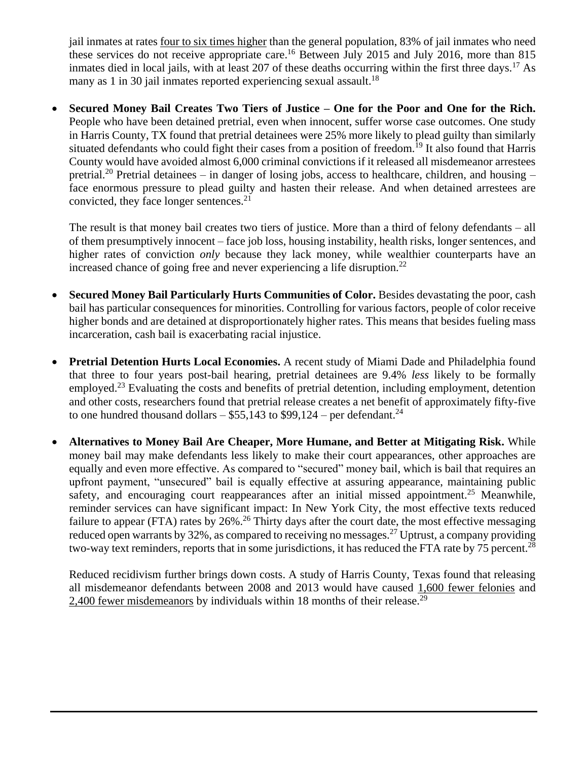jail inmates at rates four to six times higher than the general population, 83% of jail inmates who need these services do not receive appropriate care.[16] Between July 2015 and July 2016, more than 815 inmates died in local jails, with at least 207 of these deaths occurring within the first three days.[17] As many as 1 in 30 jail inmates reported experiencing sexual assault.[18]

- **Secured Money Bail Creates Two Tiers of Justice – One for the Poor and One for the Rich.** People who have been detained pretrial, even when innocent, suffer worse case outcomes. One study in Harris County, TX found that pretrial detainees were 25% more likely to plead guilty than similarly situated defendants who could fight their cases from a position of freedom.[19] It also found that Harris County would have avoided almost 6,000 criminal convictions if it released all misdemeanor arrestees pretrial.[20] Pretrial detainees – in danger of losing jobs, access to healthcare, children, and housing – face enormous pressure to plead guilty and hasten their release. And when detained arrestees are convicted, they face longer sentences.[21]

  The result is that money bail creates two tiers of justice. More than a third of felony defendants – all of them presumptively innocent – face job loss, housing instability, health risks, longer sentences, and higher rates of conviction *only* because they lack money, while wealthier counterparts have an increased chance of going free and never experiencing a life disruption.[22]

- **Secured Money Bail Particularly Hurts Communities of Color.** Besides devastating the poor, cash bail has particular consequences for minorities. Controlling for various factors, people of color receive higher bonds and are detained at disproportionately higher rates. This means that besides fueling mass incarceration, cash bail is exacerbating racial injustice.

- **Pretrial Detention Hurts Local Economies.** A recent study of Miami Dade and Philadelphia found that three to four years post-bail hearing, pretrial detainees are 9.4% *less* likely to be formally employed.[23] Evaluating the costs and benefits of pretrial detention, including employment, detention and other costs, researchers found that pretrial release creates a net benefit of approximately fifty-five to one hundred thousand dollars – $55,143 to $99,124 – per defendant.[24]

- **Alternatives to Money Bail Are Cheaper, More Humane, and Better at Mitigating Risk.** While money bail may make defendants less likely to make their court appearances, other approaches are equally and even more effective. As compared to "secured" money bail, which is bail that requires an upfront payment, "unsecured" bail is equally effective at assuring appearance, maintaining public safety, and encouraging court reappearances after an initial missed appointment.[25] Meanwhile, reminder services can have significant impact: In New York City, the most effective texts reduced failure to appear (FTA) rates by 26%.[26] Thirty days after the court date, the most effective messaging reduced open warrants by 32%, as compared to receiving no messages.[27] Uptrust, a company providing two-way text reminders, reports that in some jurisdictions, it has reduced the FTA rate by 75 percent.[28]

  Reduced recidivism further brings down costs. A study of Harris County, Texas found that releasing all misdemeanor defendants between 2008 and 2013 would have caused 1,600 fewer felonies and 2,400 fewer misdemeanors by individuals within 18 months of their release.[29]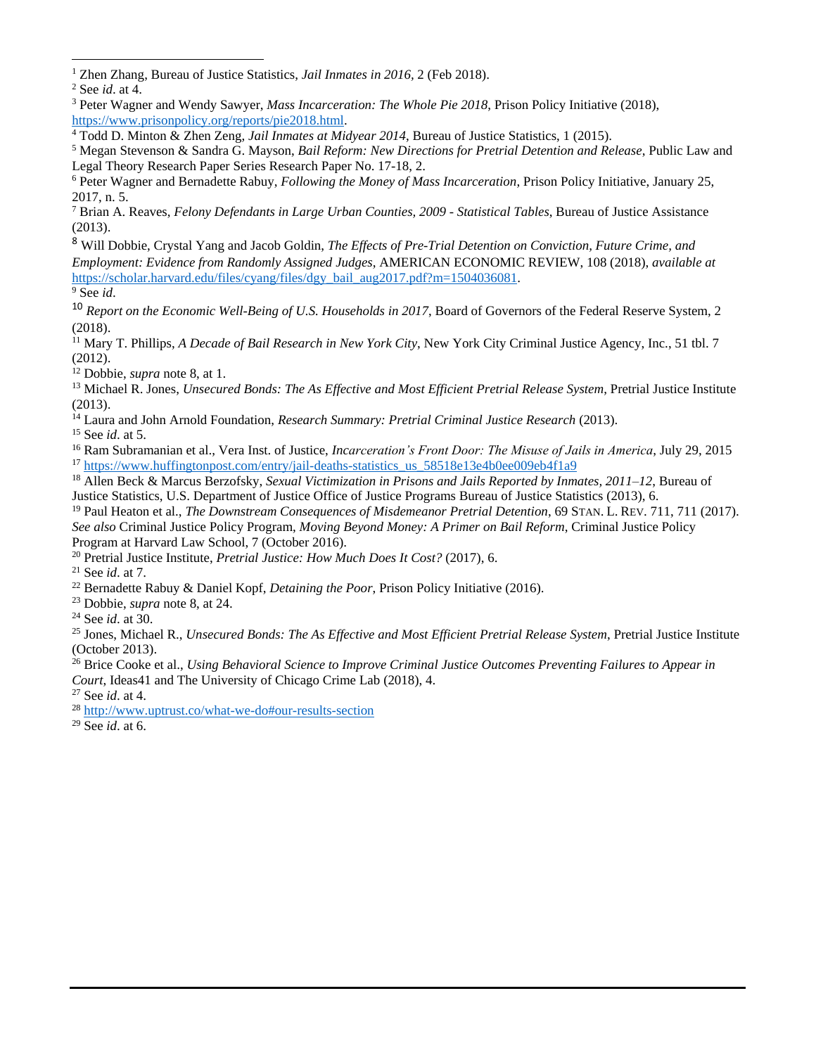[1] Zhen Zhang, Bureau of Justice Statistics, *Jail Inmates in 2016*, 2 (Feb 2018).

[2] See *id*. at 4.

[3] Peter Wagner and Wendy Sawyer, *Mass Incarceration: The Whole Pie 2018*, Prison Policy Initiative (2018), https://www.prisonpolicy.org/reports/pie2018.html.

[4] Todd D. Minton & Zhen Zeng, *Jail Inmates at Midyear 2014*, Bureau of Justice Statistics, 1 (2015).

[5] Megan Stevenson & Sandra G. Mayson, *Bail Reform: New Directions for Pretrial Detention and Release*, Public Law and Legal Theory Research Paper Series Research Paper No. 17-18, 2.

[6] Peter Wagner and Bernadette Rabuy, *Following the Money of Mass Incarceration*, Prison Policy Initiative, January 25, 2017, n. 5.

[7] Brian A. Reaves, *Felony Defendants in Large Urban Counties, 2009 - Statistical Tables*, Bureau of Justice Assistance (2013).

[8] Will Dobbie, Crystal Yang and Jacob Goldin, *The Effects of Pre-Trial Detention on Conviction, Future Crime, and Employment: Evidence from Randomly Assigned Judges*, AMERICAN ECONOMIC REVIEW, 108 (2018), *available at* https://scholar.harvard.edu/files/cyang/files/dgy_bail_aug2017.pdf?m=1504036081.

[9] See *id*.

[10] *Report on the Economic Well-Being of U.S. Households in 2017*, Board of Governors of the Federal Reserve System, 2 (2018).

[11] Mary T. Phillips, *A Decade of Bail Research in New York City*, New York City Criminal Justice Agency, Inc., 51 tbl. 7 (2012).

[12] Dobbie, *supra* note 8, at 1.

[13] Michael R. Jones, *Unsecured Bonds: The As Effective and Most Efficient Pretrial Release System*, Pretrial Justice Institute (2013).

[14] Laura and John Arnold Foundation, *Research Summary: Pretrial Criminal Justice Research* (2013).

[15] See *id*. at 5.

[16] Ram Subramanian et al., Vera Inst. of Justice, *Incarceration's Front Door: The Misuse of Jails in America*, July 29, 2015

[17] https://www.huffingtonpost.com/entry/jail-deaths-statistics_us_58518e13e4b0ee009eb4f1a9

[18] Allen Beck & Marcus Berzofsky, *Sexual Victimization in Prisons and Jails Reported by Inmates, 2011–12*, Bureau of Justice Statistics, U.S. Department of Justice Office of Justice Programs Bureau of Justice Statistics (2013), 6.

[19] Paul Heaton et al., *The Downstream Consequences of Misdemeanor Pretrial Detention*, 69 STAN. L. REV. 711, 711 (2017). *See also* Criminal Justice Policy Program, *Moving Beyond Money: A Primer on Bail Reform*, Criminal Justice Policy Program at Harvard Law School, 7 (October 2016).

[20] Pretrial Justice Institute, *Pretrial Justice: How Much Does It Cost?* (2017), 6.

[21] See *id*. at 7.

[22] Bernadette Rabuy & Daniel Kopf, *Detaining the Poor*, Prison Policy Initiative (2016).

[23] Dobbie, *supra* note 8, at 24.

[24] See *id*. at 30.

[25] Jones, Michael R., *Unsecured Bonds: The As Effective and Most Efficient Pretrial Release System*, Pretrial Justice Institute (October 2013).

[26] Brice Cooke et al., *Using Behavioral Science to Improve Criminal Justice Outcomes Preventing Failures to Appear in Court*, Ideas41 and The University of Chicago Crime Lab (2018), 4.

[27] See *id*. at 4.

[28] http://www.uptrust.co/what-we-do#our-results-section

[29] See *id*. at 6.